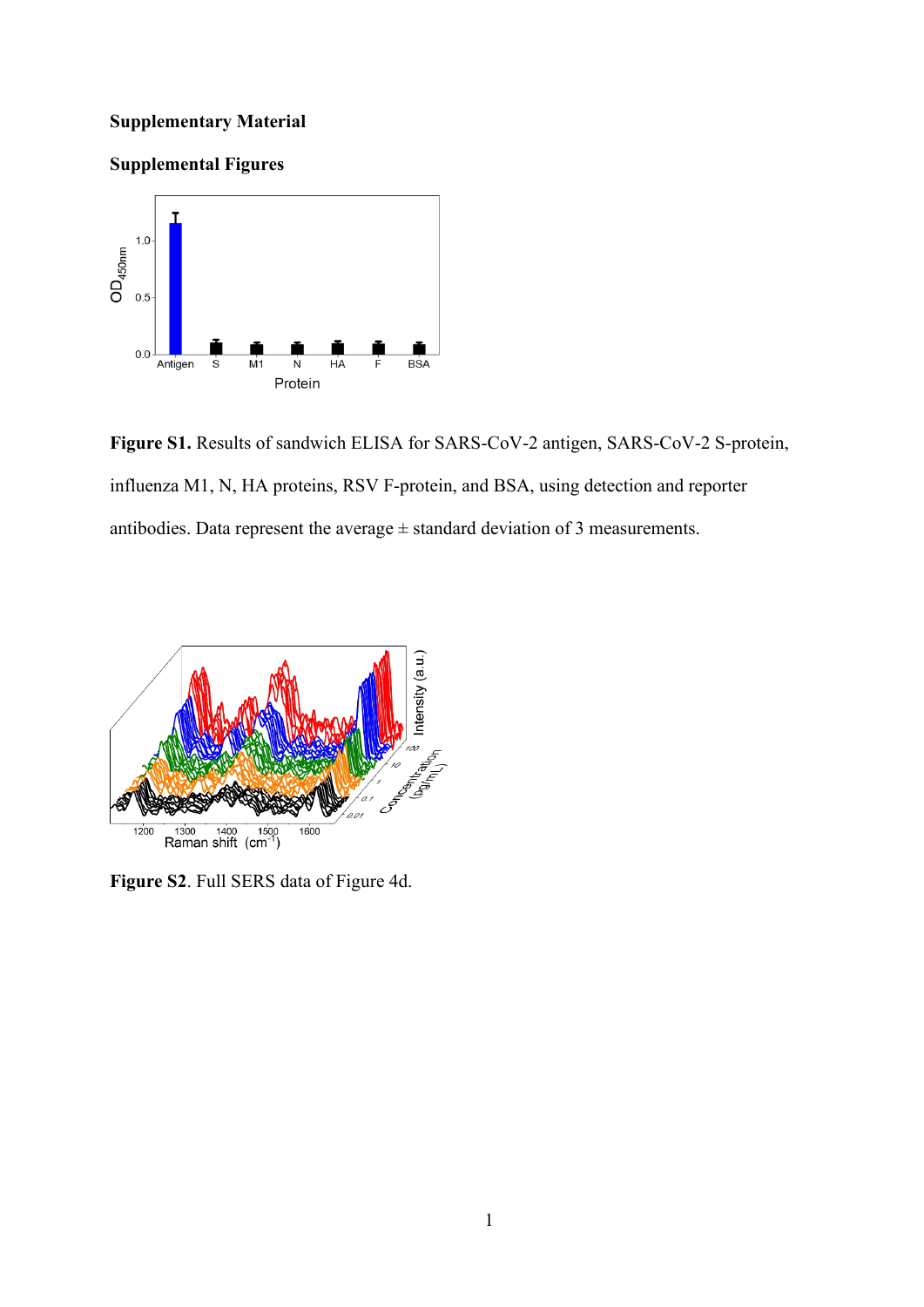**Supplementary Material**

**Supplemental Figures**

**Figure S1.** Results of sandwich ELISA for SARS-CoV-2 antigen, SARS-CoV-2 S-protein, influenza M1, N, HA proteins, RSV F-protein, and BSA, using detection and reporter antibodies. Data represent the average ± standard deviation of 3 measurements.

**Figure S2**. Full SERS data of Figure 4d.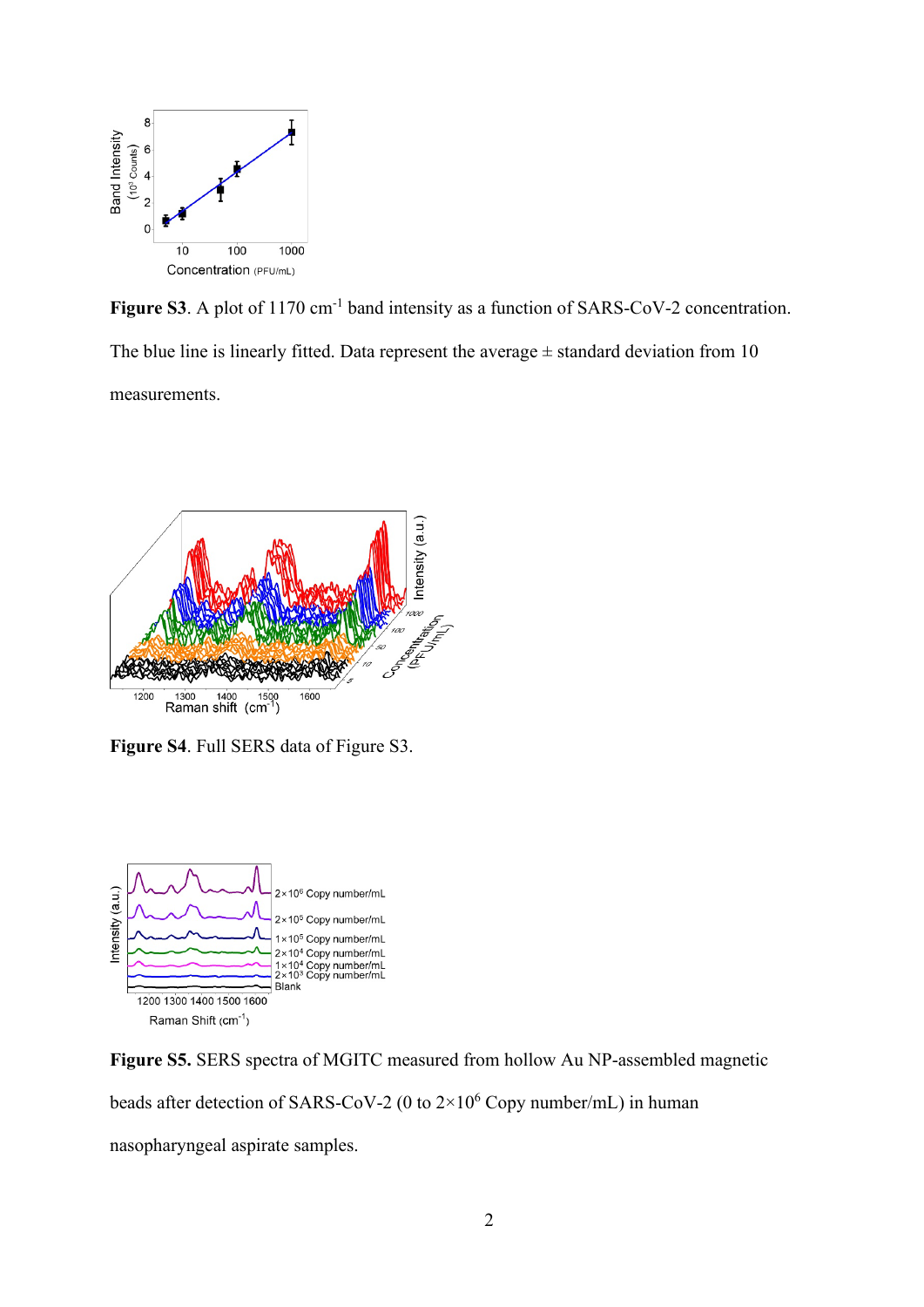**Figure S3**. A plot of 1170 $cm^{-1}$ band intensity as a function of SARS-CoV-2 concentration. The blue line is linearly fitted. Data represent the average ± standard deviation from 10 measurements.

**Figure S4**. Full SERS data of Figure S3.

**Figure S5.** SERS spectra of MGITC measured from hollow Au NP-assembled magnetic beads after detection of SARS-CoV-2 (0 to $2 \times 10^6$ Copy number/mL) in human nasopharyngeal aspirate samples.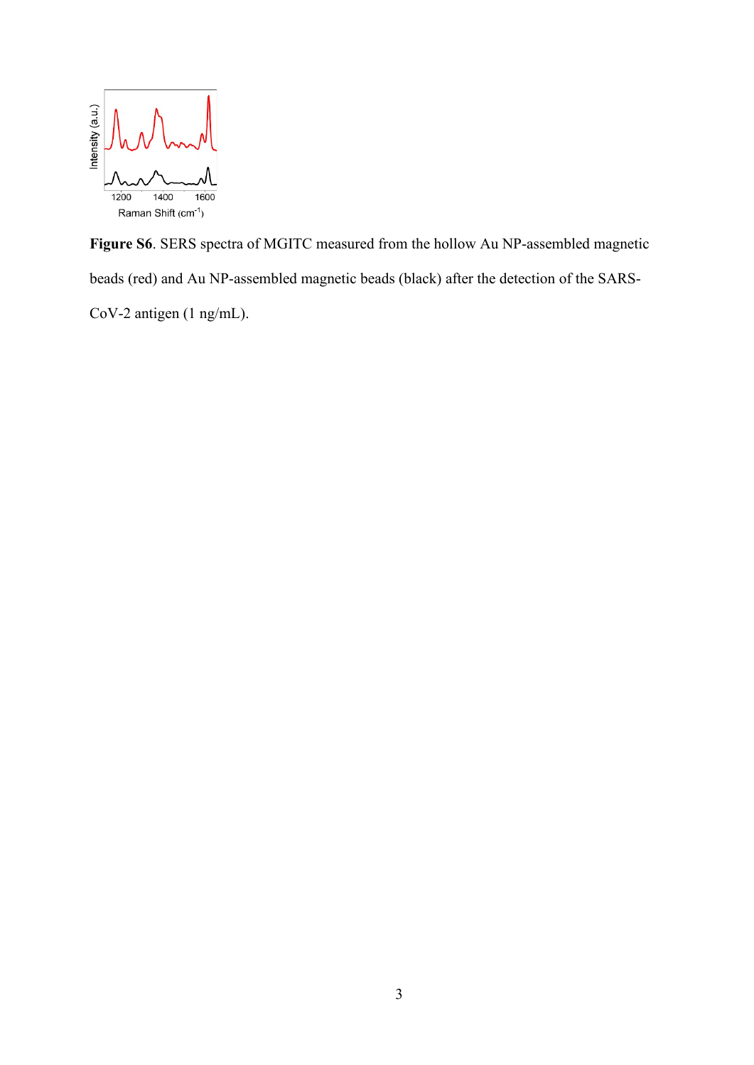**Figure S6**. SERS spectra of MGITC measured from the hollow Au NP-assembled magnetic beads (red) and Au NP-assembled magnetic beads (black) after the detection of the SARS-CoV-2 antigen (1 ng/mL).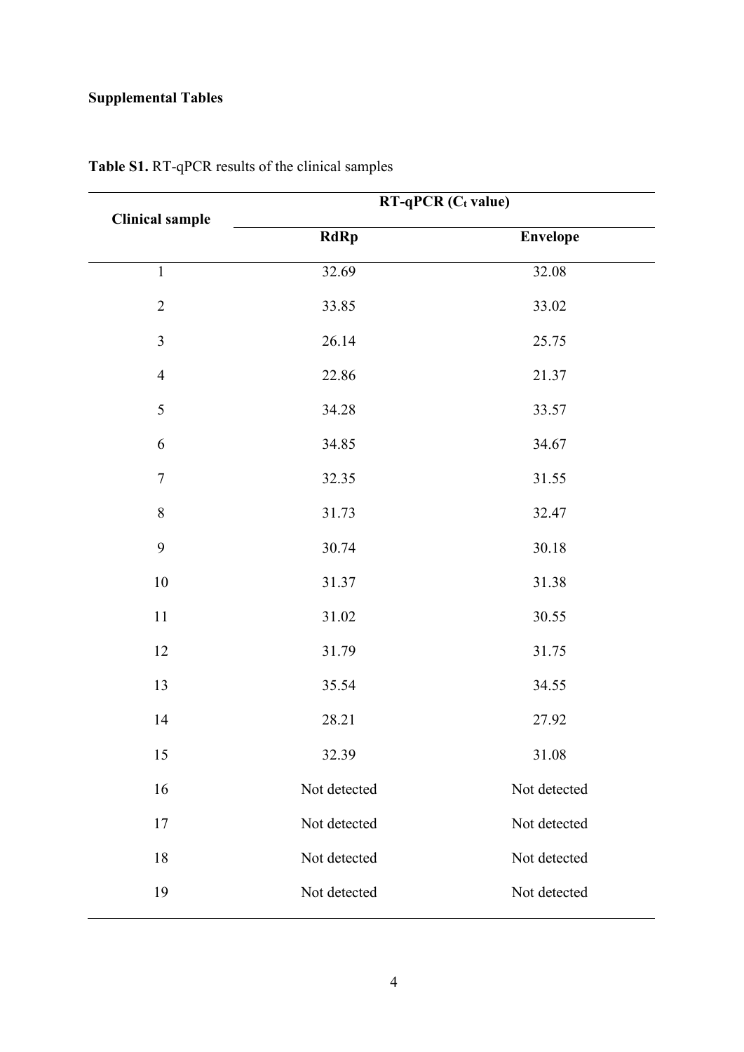**Supplemental Tables**

**Table S1.** RT-qPCR results of the clinical samples

| Clinical sample | RT-qPCR ($C_t$ value) | |
|---|---|---|
| | **RdRp** | **Envelope** |
| 1 | 32.69 | 32.08 |
| 2 | 33.85 | 33.02 |
| 3 | 26.14 | 25.75 |
| 4 | 22.86 | 21.37 |
| 5 | 34.28 | 33.57 |
| 6 | 34.85 | 34.67 |
| 7 | 32.35 | 31.55 |
| 8 | 31.73 | 32.47 |
| 9 | 30.74 | 30.18 |
| 10 | 31.37 | 31.38 |
| 11 | 31.02 | 30.55 |
| 12 | 31.79 | 31.75 |
| 13 | 35.54 | 34.55 |
| 14 | 28.21 | 27.92 |
| 15 | 32.39 | 31.08 |
| 16 | Not detected | Not detected |
| 17 | Not detected | Not detected |
| 18 | Not detected | Not detected |
| 19 | Not detected | Not detected |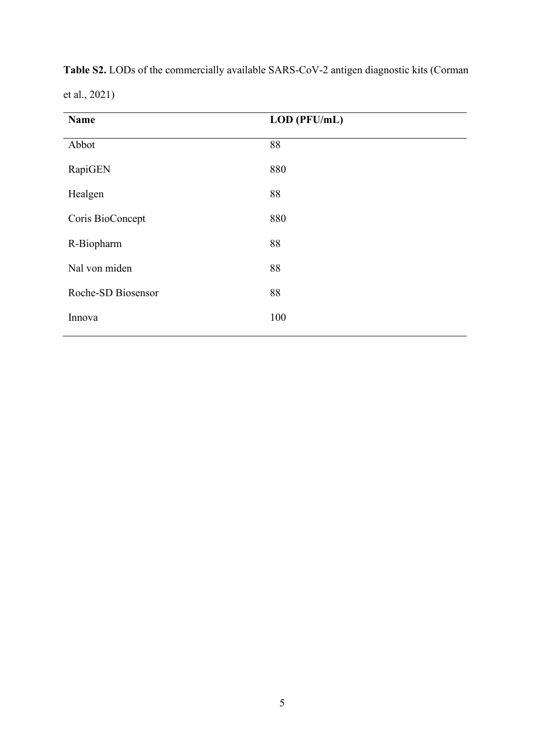**Table S2.** LODs of the commercially available SARS-CoV-2 antigen diagnostic kits (Corman et al., 2021)

| Name | LOD (PFU/mL) |
|---|---|
| Abbot | 88 |
| RapiGEN | 880 |
| Healgen | 88 |
| Coris BioConcept | 880 |
| R-Biopharm | 88 |
| Nal von miden | 88 |
| Roche-SD Biosensor | 88 |
| Innova | 100 |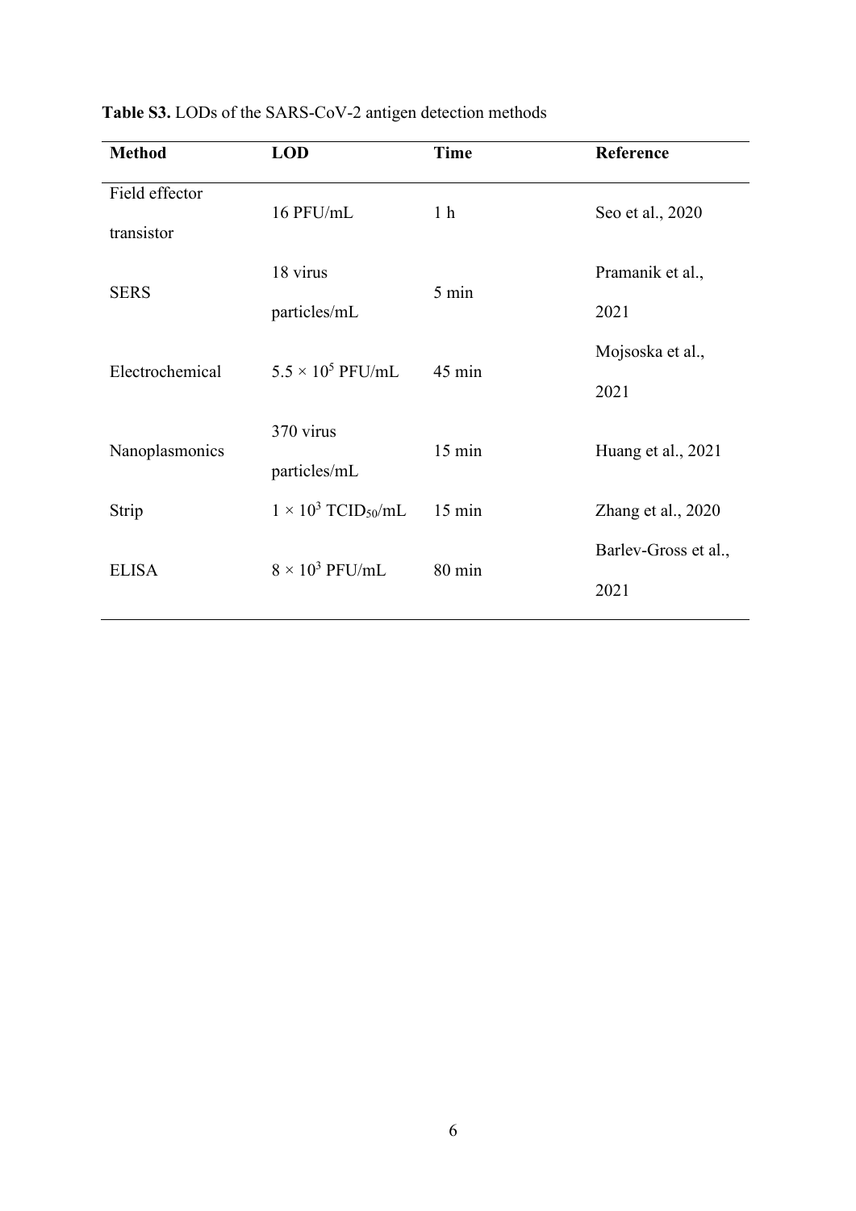**Table S3.** LODs of the SARS-CoV-2 antigen detection methods

| Method | LOD | Time | Reference |
|---|---|---|---|
| Field effector transistor | 16 PFU/mL | 1 h | Seo et al., 2020 |
| SERS | 18 virus particles/mL | 5 min | Pramanik et al., 2021 |
| Electrochemical | $5.5 \times 10^5$ PFU/mL | 45 min | Mojsoska et al., 2021 |
| Nanoplasmonics | 370 virus particles/mL | 15 min | Huang et al., 2021 |
| Strip | $1 \times 10^3$ $TCID_{50}$/mL | 15 min | Zhang et al., 2020 |
| ELISA | $8 \times 10^3$ PFU/mL | 80 min | Barlev-Gross et al., 2021 |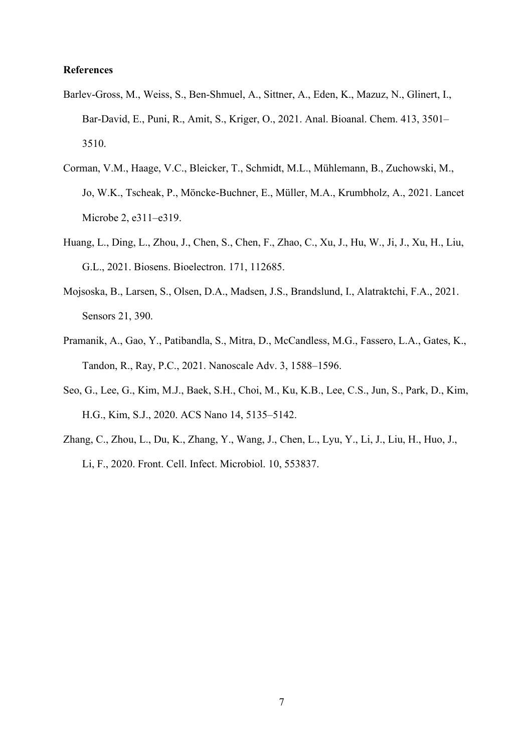**References**

Barlev-Gross, M., Weiss, S., Ben-Shmuel, A., Sittner, A., Eden, K., Mazuz, N., Glinert, I., Bar-David, E., Puni, R., Amit, S., Kriger, O., 2021. Anal. Bioanal. Chem. 413, 3501–3510.

Corman, V.M., Haage, V.C., Bleicker, T., Schmidt, M.L., Mühlemann, B., Zuchowski, M., Jo, W.K., Tscheak, P., Möncke-Buchner, E., Müller, M.A., Krumbholz, A., 2021. Lancet Microbe 2, e311–e319.

Huang, L., Ding, L., Zhou, J., Chen, S., Chen, F., Zhao, C., Xu, J., Hu, W., Ji, J., Xu, H., Liu, G.L., 2021. Biosens. Bioelectron. 171, 112685.

Mojsoska, B., Larsen, S., Olsen, D.A., Madsen, J.S., Brandslund, I., Alatraktchi, F.A., 2021. Sensors 21, 390.

Pramanik, A., Gao, Y., Patibandla, S., Mitra, D., McCandless, M.G., Fassero, L.A., Gates, K., Tandon, R., Ray, P.C., 2021. Nanoscale Adv. 3, 1588–1596.

Seo, G., Lee, G., Kim, M.J., Baek, S.H., Choi, M., Ku, K.B., Lee, C.S., Jun, S., Park, D., Kim, H.G., Kim, S.J., 2020. ACS Nano 14, 5135–5142.

Zhang, C., Zhou, L., Du, K., Zhang, Y., Wang, J., Chen, L., Lyu, Y., Li, J., Liu, H., Huo, J., Li, F., 2020. Front. Cell. Infect. Microbiol. 10, 553837.